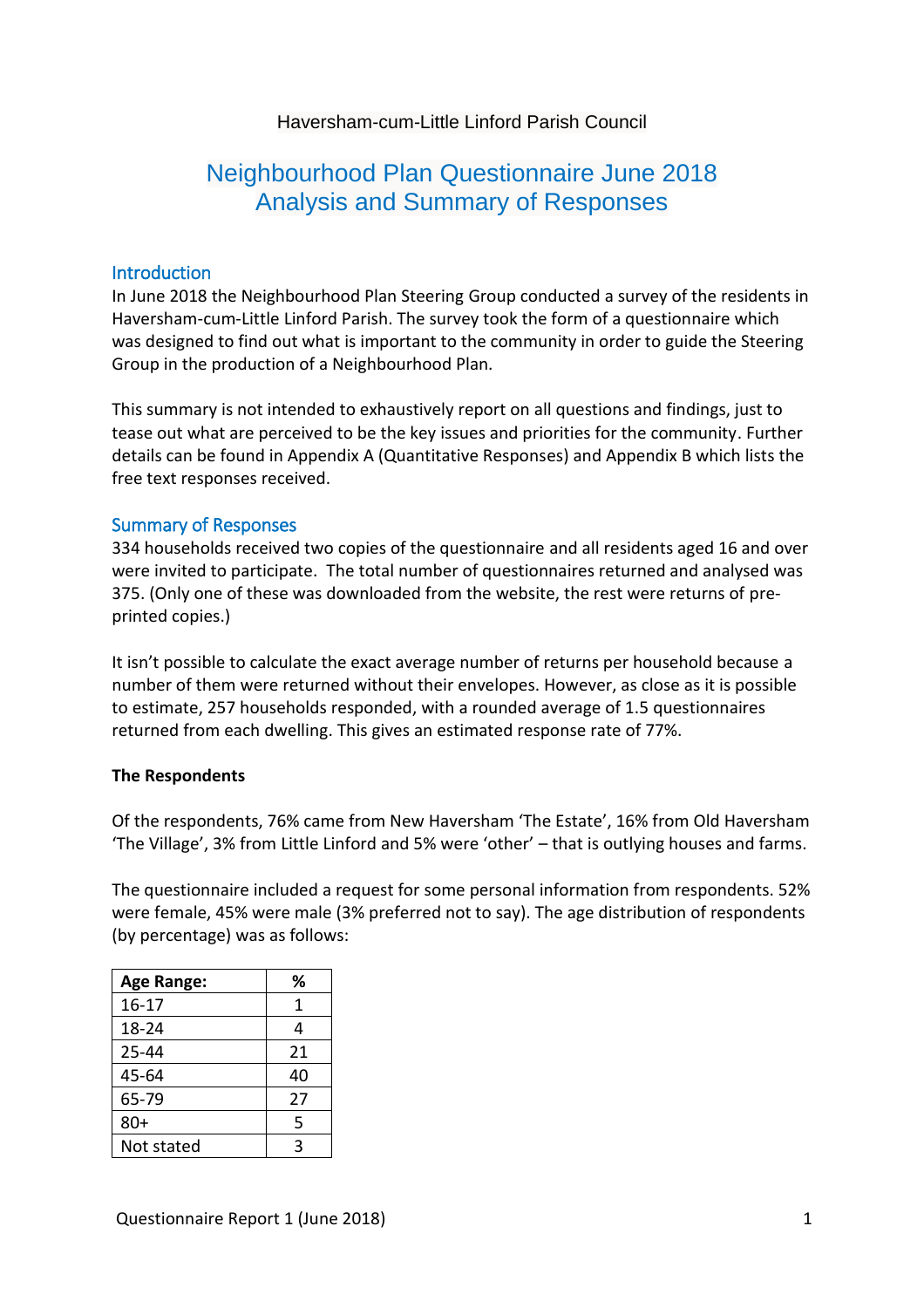Haversham-cum-Little Linford Parish Council

# Neighbourhood Plan Questionnaire June 2018
# Analysis and Summary of Responses

## Introduction

In June 2018 the Neighbourhood Plan Steering Group conducted a survey of the residents in Haversham-cum-Little Linford Parish. The survey took the form of a questionnaire which was designed to find out what is important to the community in order to guide the Steering Group in the production of a Neighbourhood Plan.

This summary is not intended to exhaustively report on all questions and findings, just to tease out what are perceived to be the key issues and priorities for the community. Further details can be found in Appendix A (Quantitative Responses) and Appendix B which lists the free text responses received.

## Summary of Responses

334 households received two copies of the questionnaire and all residents aged 16 and over were invited to participate. The total number of questionnaires returned and analysed was 375. (Only one of these was downloaded from the website, the rest were returns of pre-printed copies.)

It isn't possible to calculate the exact average number of returns per household because a number of them were returned without their envelopes. However, as close as it is possible to estimate, 257 households responded, with a rounded average of 1.5 questionnaires returned from each dwelling. This gives an estimated response rate of 77%.

**The Respondents**

Of the respondents, 76% came from New Haversham 'The Estate', 16% from Old Haversham 'The Village', 3% from Little Linford and 5% were 'other' – that is outlying houses and farms.

The questionnaire included a request for some personal information from respondents. 52% were female, 45% were male (3% preferred not to say). The age distribution of respondents (by percentage) was as follows:

| Age Range: | % |
|---|---|
| 16-17 | 1 |
| 18-24 | 4 |
| 25-44 | 21 |
| 45-64 | 40 |
| 65-79 | 27 |
| 80+ | 5 |
| Not stated | 3 |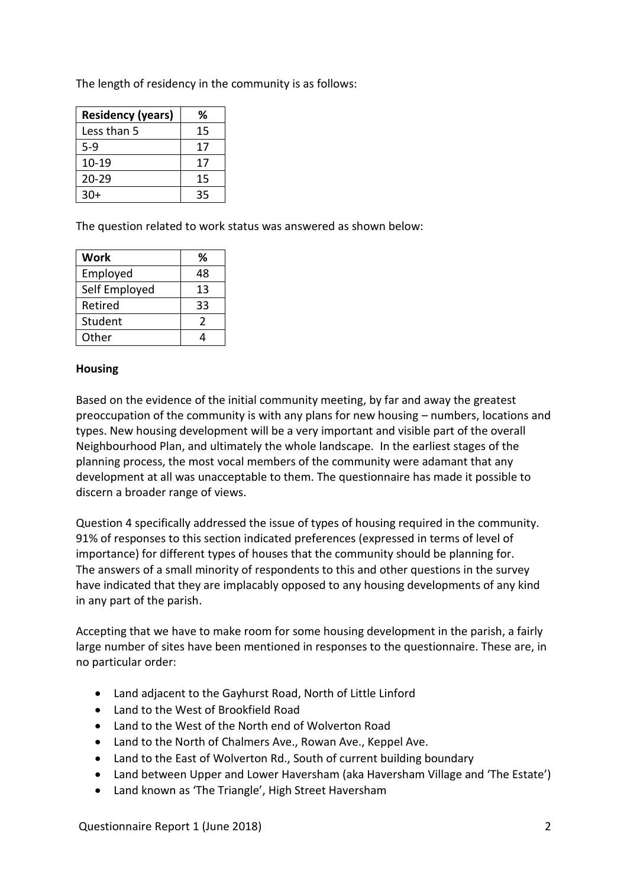The length of residency in the community is as follows:

| Residency (years) | % |
|---|---|
| Less than 5 | 15 |
| 5-9 | 17 |
| 10-19 | 17 |
| 20-29 | 15 |
| 30+ | 35 |

The question related to work status was answered as shown below:

| Work | % |
|---|---|
| Employed | 48 |
| Self Employed | 13 |
| Retired | 33 |
| Student | 2 |
| Other | 4 |

**Housing**

Based on the evidence of the initial community meeting, by far and away the greatest preoccupation of the community is with any plans for new housing – numbers, locations and types. New housing development will be a very important and visible part of the overall Neighbourhood Plan, and ultimately the whole landscape. In the earliest stages of the planning process, the most vocal members of the community were adamant that any development at all was unacceptable to them. The questionnaire has made it possible to discern a broader range of views.

Question 4 specifically addressed the issue of types of housing required in the community. 91% of responses to this section indicated preferences (expressed in terms of level of importance) for different types of houses that the community should be planning for. The answers of a small minority of respondents to this and other questions in the survey have indicated that they are implacably opposed to any housing developments of any kind in any part of the parish.

Accepting that we have to make room for some housing development in the parish, a fairly large number of sites have been mentioned in responses to the questionnaire. These are, in no particular order:

- Land adjacent to the Gayhurst Road, North of Little Linford
- Land to the West of Brookfield Road
- Land to the West of the North end of Wolverton Road
- Land to the North of Chalmers Ave., Rowan Ave., Keppel Ave.
- Land to the East of Wolverton Rd., South of current building boundary
- Land between Upper and Lower Haversham (aka Haversham Village and 'The Estate')
- Land known as 'The Triangle', High Street Haversham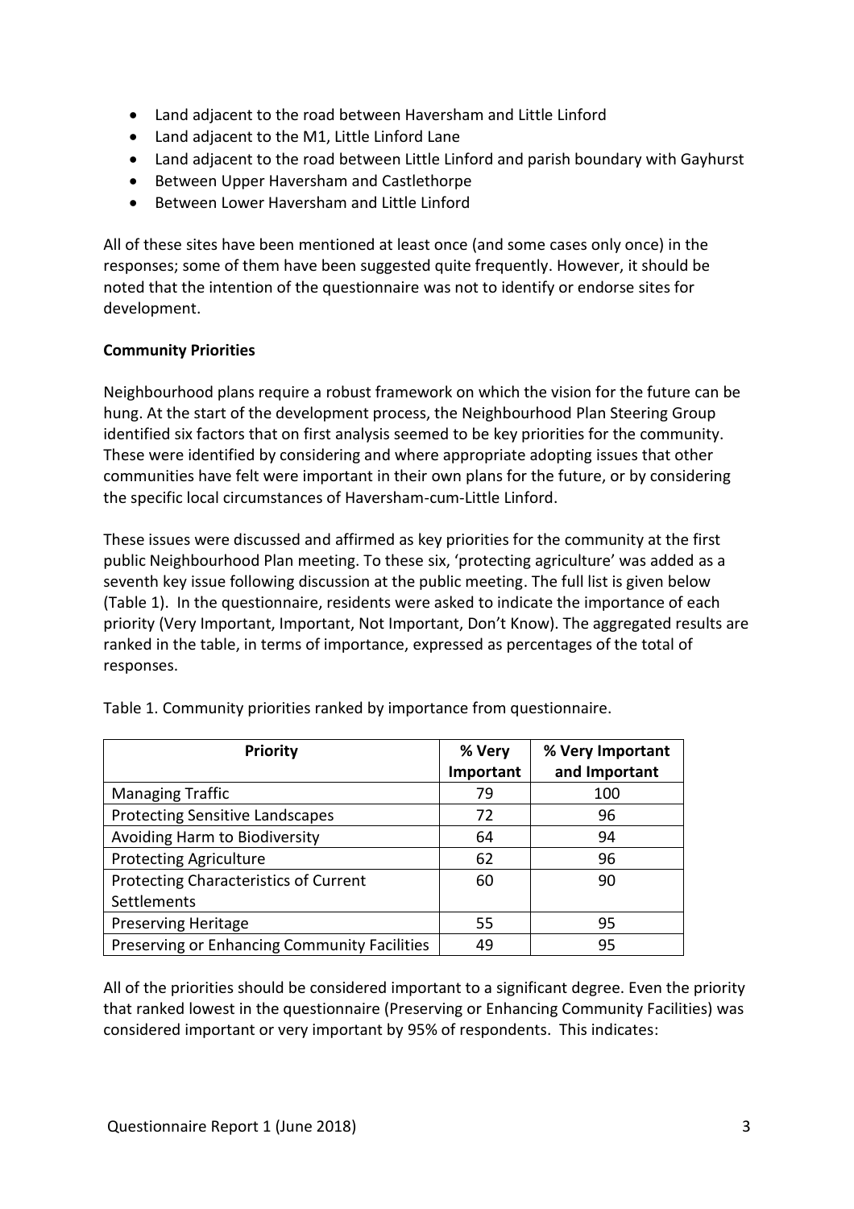- Land adjacent to the road between Haversham and Little Linford
- Land adjacent to the M1, Little Linford Lane
- Land adjacent to the road between Little Linford and parish boundary with Gayhurst
- Between Upper Haversham and Castlethorpe
- Between Lower Haversham and Little Linford

All of these sites have been mentioned at least once (and some cases only once) in the responses; some of them have been suggested quite frequently. However, it should be noted that the intention of the questionnaire was not to identify or endorse sites for development.

**Community Priorities**

Neighbourhood plans require a robust framework on which the vision for the future can be hung. At the start of the development process, the Neighbourhood Plan Steering Group identified six factors that on first analysis seemed to be key priorities for the community. These were identified by considering and where appropriate adopting issues that other communities have felt were important in their own plans for the future, or by considering the specific local circumstances of Haversham-cum-Little Linford.

These issues were discussed and affirmed as key priorities for the community at the first public Neighbourhood Plan meeting. To these six, 'protecting agriculture' was added as a seventh key issue following discussion at the public meeting. The full list is given below (Table 1). In the questionnaire, residents were asked to indicate the importance of each priority (Very Important, Important, Not Important, Don't Know). The aggregated results are ranked in the table, in terms of importance, expressed as percentages of the total of responses.

Table 1. Community priorities ranked by importance from questionnaire.

| Priority | % Very Important | % Very Important and Important |
|---|---|---|
| Managing Traffic | 79 | 100 |
| Protecting Sensitive Landscapes | 72 | 96 |
| Avoiding Harm to Biodiversity | 64 | 94 |
| Protecting Agriculture | 62 | 96 |
| Protecting Characteristics of Current Settlements | 60 | 90 |
| Preserving Heritage | 55 | 95 |
| Preserving or Enhancing Community Facilities | 49 | 95 |

All of the priorities should be considered important to a significant degree. Even the priority that ranked lowest in the questionnaire (Preserving or Enhancing Community Facilities) was considered important or very important by 95% of respondents. This indicates: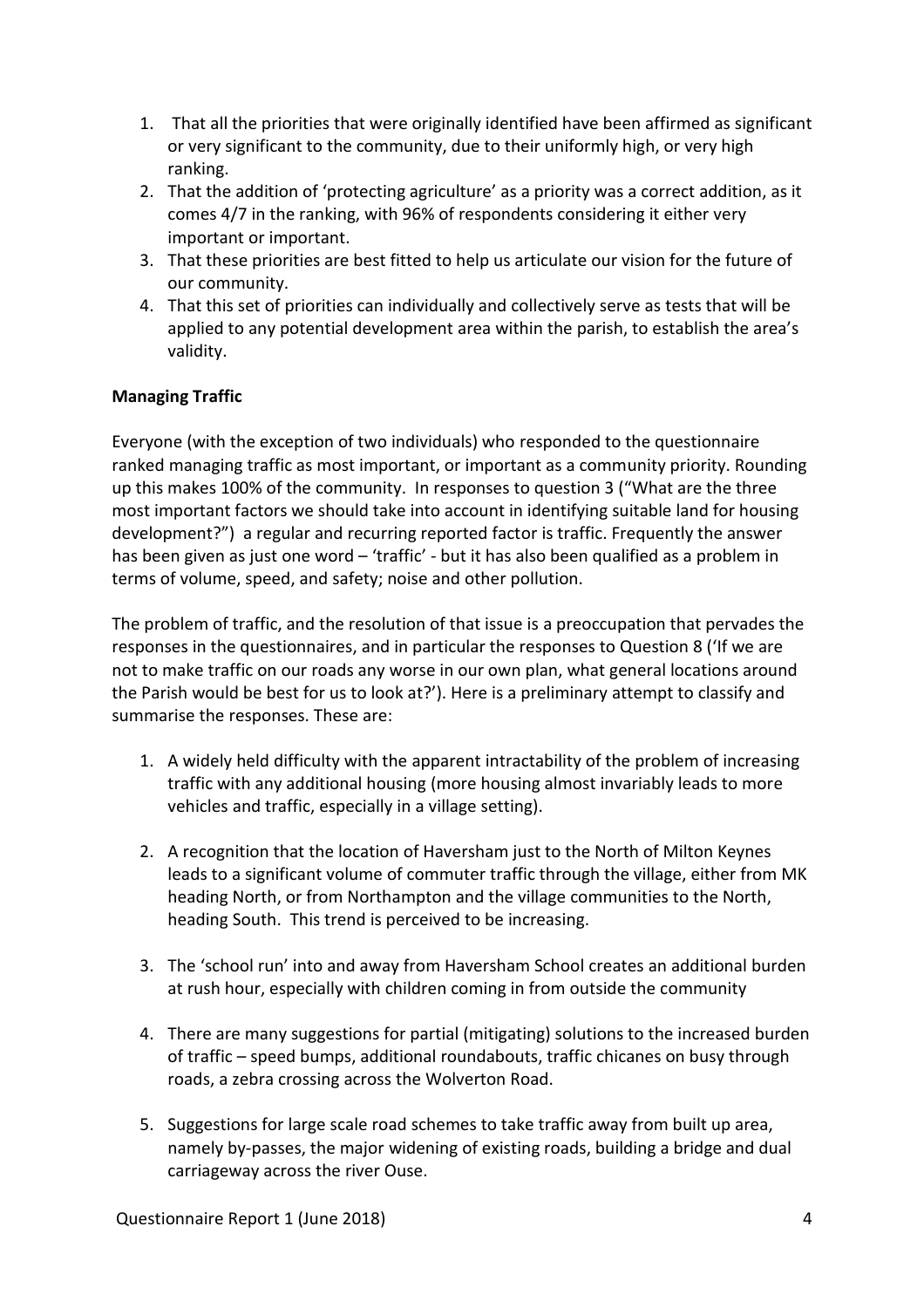1. That all the priorities that were originally identified have been affirmed as significant or very significant to the community, due to their uniformly high, or very high ranking.
2. That the addition of 'protecting agriculture' as a priority was a correct addition, as it comes 4/7 in the ranking, with 96% of respondents considering it either very important or important.
3. That these priorities are best fitted to help us articulate our vision for the future of our community.
4. That this set of priorities can individually and collectively serve as tests that will be applied to any potential development area within the parish, to establish the area's validity.

**Managing Traffic**

Everyone (with the exception of two individuals) who responded to the questionnaire ranked managing traffic as most important, or important as a community priority. Rounding up this makes 100% of the community. In responses to question 3 ("What are the three most important factors we should take into account in identifying suitable land for housing development?") a regular and recurring reported factor is traffic. Frequently the answer has been given as just one word – 'traffic' - but it has also been qualified as a problem in terms of volume, speed, and safety; noise and other pollution.

The problem of traffic, and the resolution of that issue is a preoccupation that pervades the responses in the questionnaires, and in particular the responses to Question 8 ('If we are not to make traffic on our roads any worse in our own plan, what general locations around the Parish would be best for us to look at?'). Here is a preliminary attempt to classify and summarise the responses. These are:

1. A widely held difficulty with the apparent intractability of the problem of increasing traffic with any additional housing (more housing almost invariably leads to more vehicles and traffic, especially in a village setting).

2. A recognition that the location of Haversham just to the North of Milton Keynes leads to a significant volume of commuter traffic through the village, either from MK heading North, or from Northampton and the village communities to the North, heading South. This trend is perceived to be increasing.

3. The 'school run' into and away from Haversham School creates an additional burden at rush hour, especially with children coming in from outside the community

4. There are many suggestions for partial (mitigating) solutions to the increased burden of traffic – speed bumps, additional roundabouts, traffic chicanes on busy through roads, a zebra crossing across the Wolverton Road.

5. Suggestions for large scale road schemes to take traffic away from built up area, namely by-passes, the major widening of existing roads, building a bridge and dual carriageway across the river Ouse.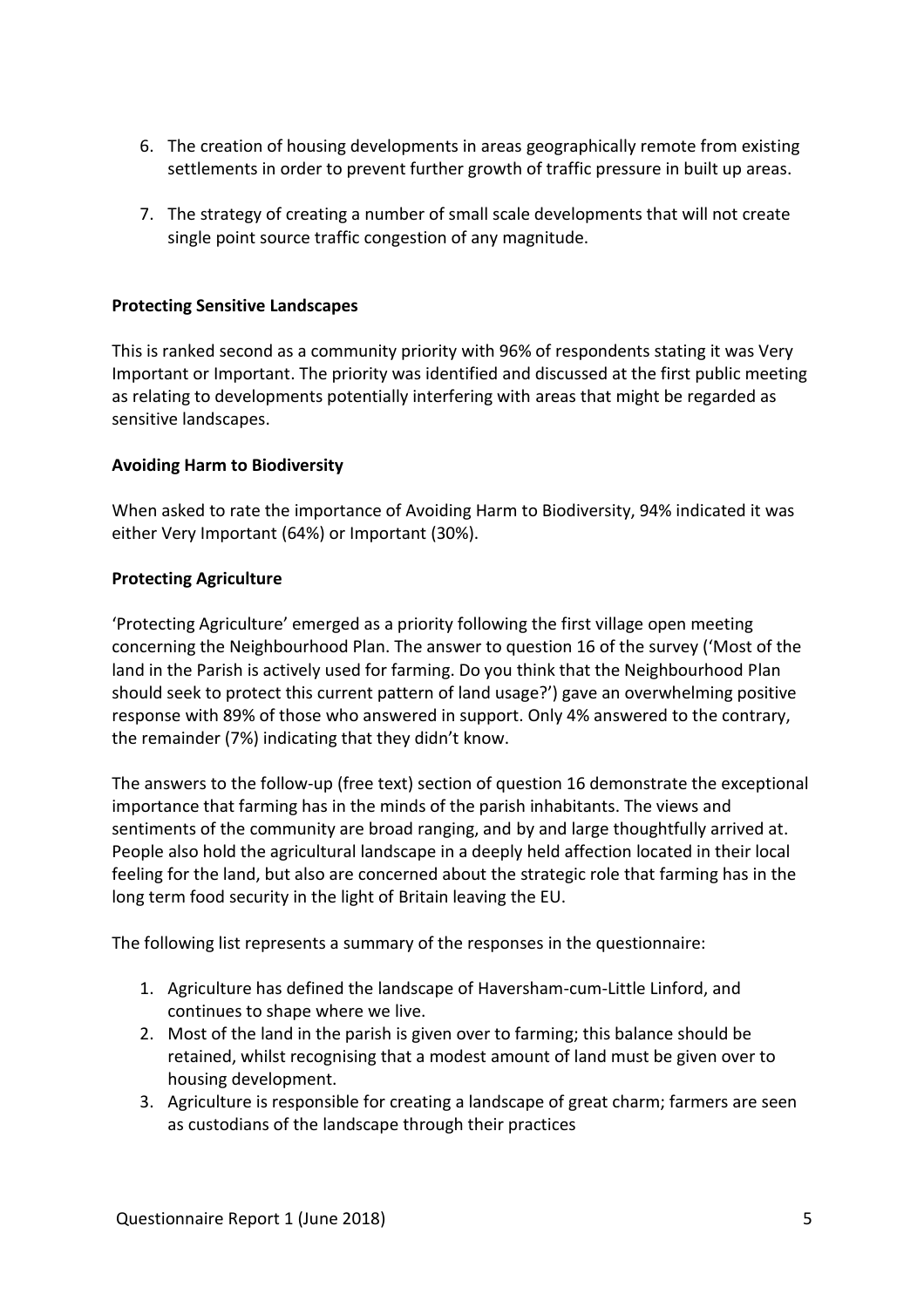6. The creation of housing developments in areas geographically remote from existing settlements in order to prevent further growth of traffic pressure in built up areas.

7. The strategy of creating a number of small scale developments that will not create single point source traffic congestion of any magnitude.

**Protecting Sensitive Landscapes**

This is ranked second as a community priority with 96% of respondents stating it was Very Important or Important. The priority was identified and discussed at the first public meeting as relating to developments potentially interfering with areas that might be regarded as sensitive landscapes.

**Avoiding Harm to Biodiversity**

When asked to rate the importance of Avoiding Harm to Biodiversity, 94% indicated it was either Very Important (64%) or Important (30%).

**Protecting Agriculture**

'Protecting Agriculture' emerged as a priority following the first village open meeting concerning the Neighbourhood Plan. The answer to question 16 of the survey ('Most of the land in the Parish is actively used for farming. Do you think that the Neighbourhood Plan should seek to protect this current pattern of land usage?') gave an overwhelming positive response with 89% of those who answered in support. Only 4% answered to the contrary, the remainder (7%) indicating that they didn't know.

The answers to the follow-up (free text) section of question 16 demonstrate the exceptional importance that farming has in the minds of the parish inhabitants. The views and sentiments of the community are broad ranging, and by and large thoughtfully arrived at. People also hold the agricultural landscape in a deeply held affection located in their local feeling for the land, but also are concerned about the strategic role that farming has in the long term food security in the light of Britain leaving the EU.

The following list represents a summary of the responses in the questionnaire:

1. Agriculture has defined the landscape of Haversham-cum-Little Linford, and continues to shape where we live.
2. Most of the land in the parish is given over to farming; this balance should be retained, whilst recognising that a modest amount of land must be given over to housing development.
3. Agriculture is responsible for creating a landscape of great charm; farmers are seen as custodians of the landscape through their practices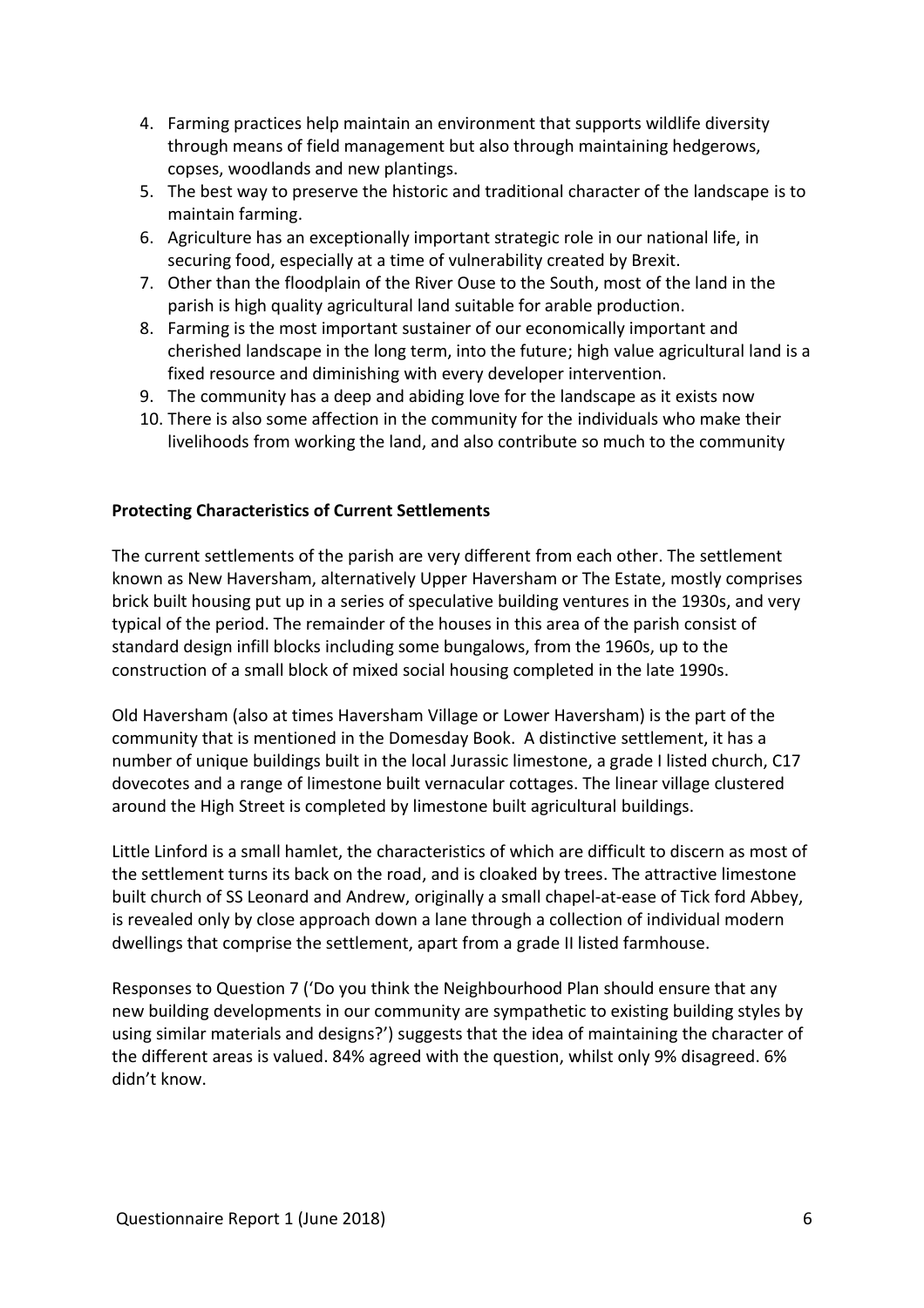4. Farming practices help maintain an environment that supports wildlife diversity through means of field management but also through maintaining hedgerows, copses, woodlands and new plantings.
5. The best way to preserve the historic and traditional character of the landscape is to maintain farming.
6. Agriculture has an exceptionally important strategic role in our national life, in securing food, especially at a time of vulnerability created by Brexit.
7. Other than the floodplain of the River Ouse to the South, most of the land in the parish is high quality agricultural land suitable for arable production.
8. Farming is the most important sustainer of our economically important and cherished landscape in the long term, into the future; high value agricultural land is a fixed resource and diminishing with every developer intervention.
9. The community has a deep and abiding love for the landscape as it exists now
10. There is also some affection in the community for the individuals who make their livelihoods from working the land, and also contribute so much to the community

**Protecting Characteristics of Current Settlements**

The current settlements of the parish are very different from each other. The settlement known as New Haversham, alternatively Upper Haversham or The Estate, mostly comprises brick built housing put up in a series of speculative building ventures in the 1930s, and very typical of the period. The remainder of the houses in this area of the parish consist of standard design infill blocks including some bungalows, from the 1960s, up to the construction of a small block of mixed social housing completed in the late 1990s.

Old Haversham (also at times Haversham Village or Lower Haversham) is the part of the community that is mentioned in the Domesday Book. A distinctive settlement, it has a number of unique buildings built in the local Jurassic limestone, a grade I listed church, C17 dovecotes and a range of limestone built vernacular cottages. The linear village clustered around the High Street is completed by limestone built agricultural buildings.

Little Linford is a small hamlet, the characteristics of which are difficult to discern as most of the settlement turns its back on the road, and is cloaked by trees. The attractive limestone built church of SS Leonard and Andrew, originally a small chapel-at-ease of Tick ford Abbey, is revealed only by close approach down a lane through a collection of individual modern dwellings that comprise the settlement, apart from a grade II listed farmhouse.

Responses to Question 7 ('Do you think the Neighbourhood Plan should ensure that any new building developments in our community are sympathetic to existing building styles by using similar materials and designs?') suggests that the idea of maintaining the character of the different areas is valued. 84% agreed with the question, whilst only 9% disagreed. 6% didn't know.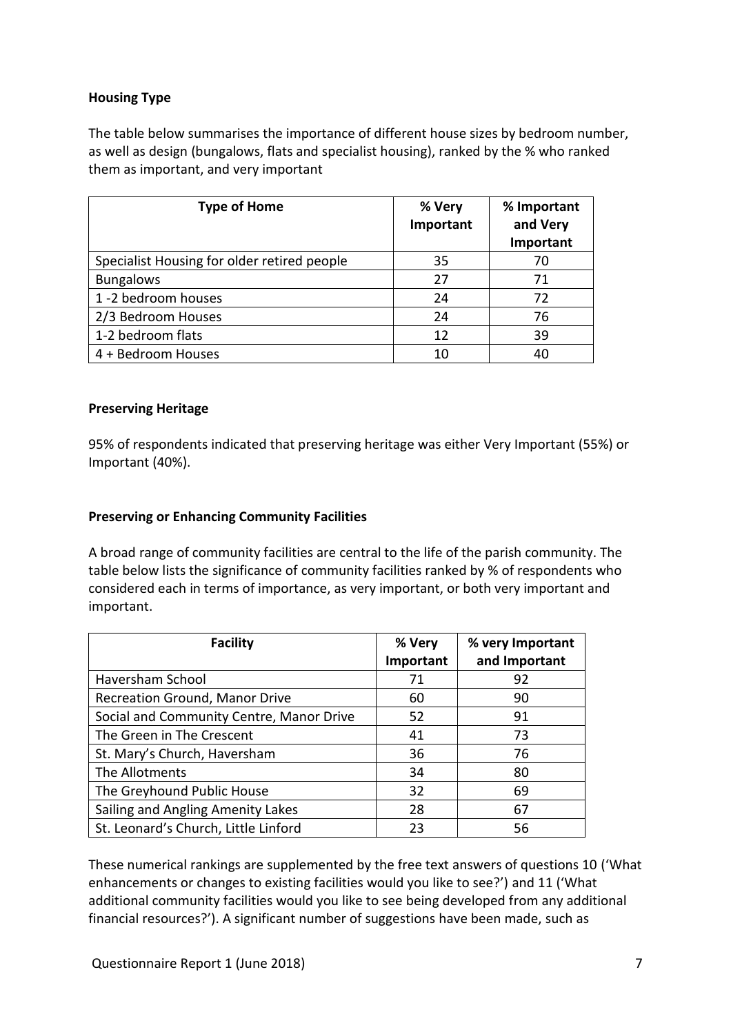**Housing Type**

The table below summarises the importance of different house sizes by bedroom number, as well as design (bungalows, flats and specialist housing), ranked by the % who ranked them as important, and very important

| Type of Home | % Very Important | % Important and Very Important |
|---|---|---|
| Specialist Housing for older retired people | 35 | 70 |
| Bungalows | 27 | 71 |
| 1 -2 bedroom houses | 24 | 72 |
| 2/3 Bedroom Houses | 24 | 76 |
| 1-2 bedroom flats | 12 | 39 |
| 4 + Bedroom Houses | 10 | 40 |

**Preserving Heritage**

95% of respondents indicated that preserving heritage was either Very Important (55%) or Important (40%).

**Preserving or Enhancing Community Facilities**

A broad range of community facilities are central to the life of the parish community. The table below lists the significance of community facilities ranked by % of respondents who considered each in terms of importance, as very important, or both very important and important.

| Facility | % Very Important | % very Important and Important |
|---|---|---|
| Haversham School | 71 | 92 |
| Recreation Ground, Manor Drive | 60 | 90 |
| Social and Community Centre, Manor Drive | 52 | 91 |
| The Green in The Crescent | 41 | 73 |
| St. Mary's Church, Haversham | 36 | 76 |
| The Allotments | 34 | 80 |
| The Greyhound Public House | 32 | 69 |
| Sailing and Angling Amenity Lakes | 28 | 67 |
| St. Leonard's Church, Little Linford | 23 | 56 |

These numerical rankings are supplemented by the free text answers of questions 10 ('What enhancements or changes to existing facilities would you like to see?') and 11 ('What additional community facilities would you like to see being developed from any additional financial resources?'). A significant number of suggestions have been made, such as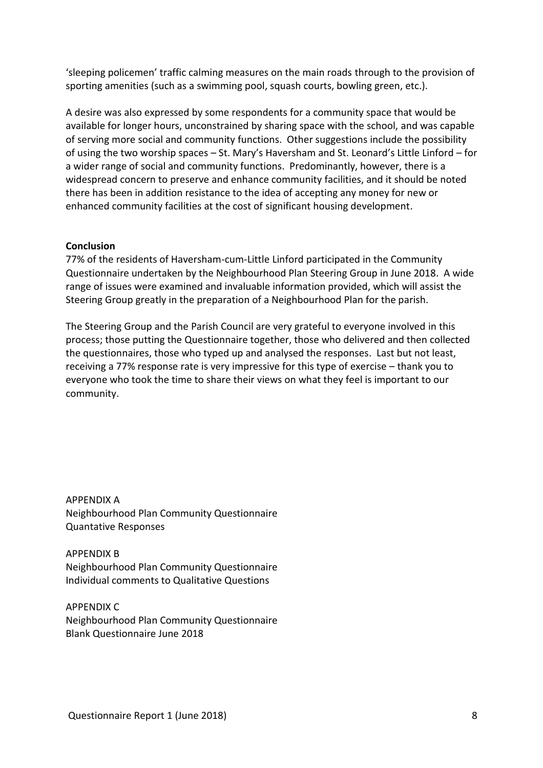'sleeping policemen' traffic calming measures on the main roads through to the provision of sporting amenities (such as a swimming pool, squash courts, bowling green, etc.).

A desire was also expressed by some respondents for a community space that would be available for longer hours, unconstrained by sharing space with the school, and was capable of serving more social and community functions. Other suggestions include the possibility of using the two worship spaces – St. Mary's Haversham and St. Leonard's Little Linford – for a wider range of social and community functions. Predominantly, however, there is a widespread concern to preserve and enhance community facilities, and it should be noted there has been in addition resistance to the idea of accepting any money for new or enhanced community facilities at the cost of significant housing development.

**Conclusion**

77% of the residents of Haversham-cum-Little Linford participated in the Community Questionnaire undertaken by the Neighbourhood Plan Steering Group in June 2018. A wide range of issues were examined and invaluable information provided, which will assist the Steering Group greatly in the preparation of a Neighbourhood Plan for the parish.

The Steering Group and the Parish Council are very grateful to everyone involved in this process; those putting the Questionnaire together, those who delivered and then collected the questionnaires, those who typed up and analysed the responses. Last but not least, receiving a 77% response rate is very impressive for this type of exercise – thank you to everyone who took the time to share their views on what they feel is important to our community.

APPENDIX A
Neighbourhood Plan Community Questionnaire
Quantative Responses

APPENDIX B
Neighbourhood Plan Community Questionnaire
Individual comments to Qualitative Questions

APPENDIX C
Neighbourhood Plan Community Questionnaire
Blank Questionnaire June 2018